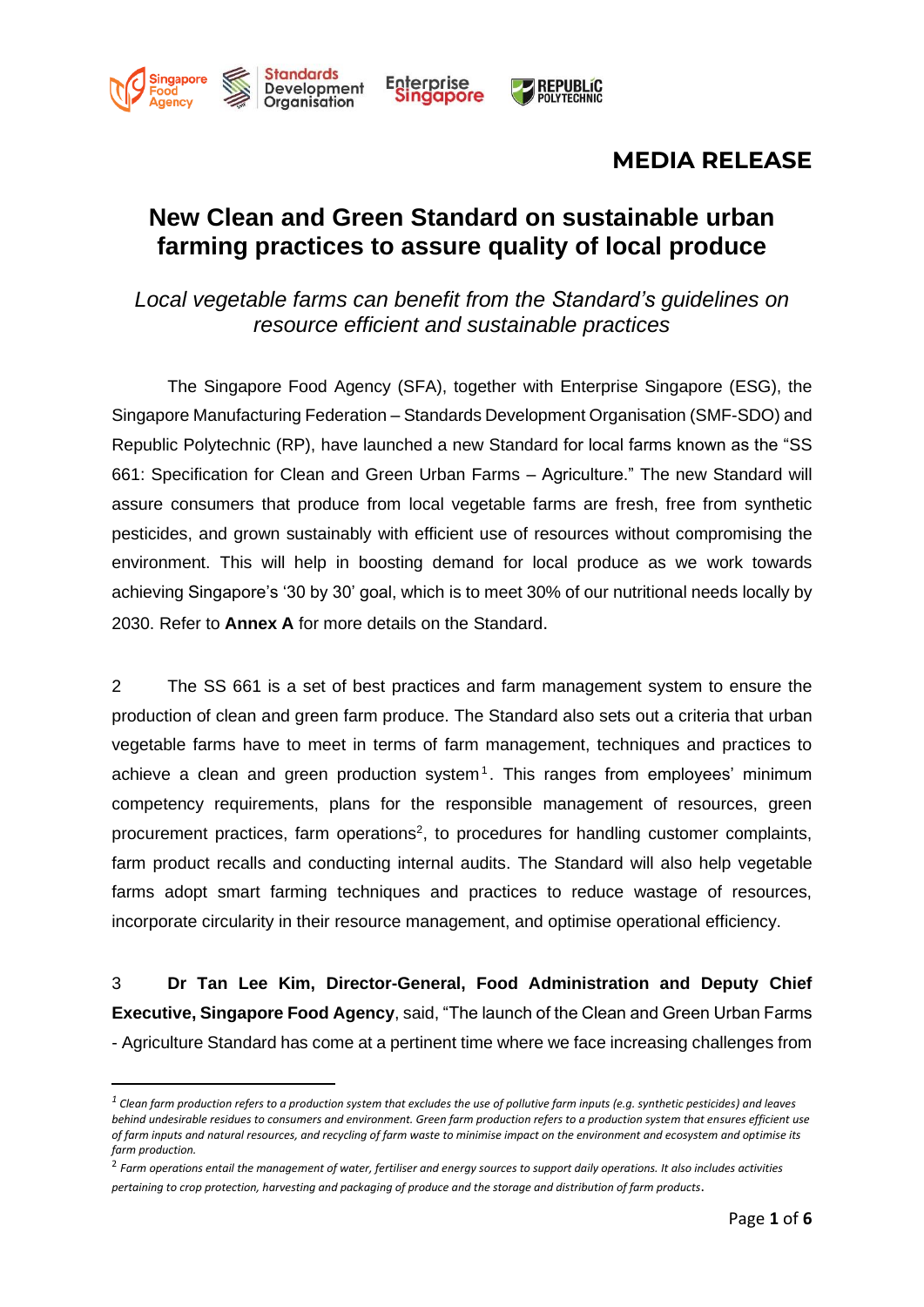# MEDIA RELEASE

## New Clean and Green Standard on sustainable urban farming practices to assure quality of local produce

*Local vegetable farms can benefit from the Standard's guidelines on resource efficient and sustainable practices*

The Singapore Food Agency (SFA), together with Enterprise Singapore (ESG), the Singapore Manufacturing Federation – Standards Development Organisation (SMF-SDO) and Republic Polytechnic (RP), have launched a new Standard for local farms known as the "SS 661: Specification for Clean and Green Urban Farms – Agriculture." The new Standard will assure consumers that produce from local vegetable farms are fresh, free from synthetic pesticides, and grown sustainably with efficient use of resources without compromising the environment. This will help in boosting demand for local produce as we work towards achieving Singapore's '30 by 30' goal, which is to meet 30% of our nutritional needs locally by 2030. Refer to **Annex A** for more details on the Standard.

2 The SS 661 is a set of best practices and farm management system to ensure the production of clean and green farm produce. The Standard also sets out a criteria that urban vegetable farms have to meet in terms of farm management, techniques and practices to achieve a clean and green production system[1]. This ranges from employees' minimum competency requirements, plans for the responsible management of resources, green procurement practices, farm operations[2], to procedures for handling customer complaints, farm product recalls and conducting internal audits. The Standard will also help vegetable farms adopt smart farming techniques and practices to reduce wastage of resources, incorporate circularity in their resource management, and optimise operational efficiency.

3 **Dr Tan Lee Kim, Director-General, Food Administration and Deputy Chief Executive, Singapore Food Agency**, said, "The launch of the Clean and Green Urban Farms - Agriculture Standard has come at a pertinent time where we face increasing challenges from

---

[1] *Clean farm production refers to a production system that excludes the use of pollutive farm inputs (e.g. synthetic pesticides) and leaves behind undesirable residues to consumers and environment. Green farm production refers to a production system that ensures efficient use of farm inputs and natural resources, and recycling of farm waste to minimise impact on the environment and ecosystem and optimise its farm production.*

[2] *Farm operations entail the management of water, fertiliser and energy sources to support daily operations. It also includes activities pertaining to crop protection, harvesting and packaging of produce and the storage and distribution of farm products.*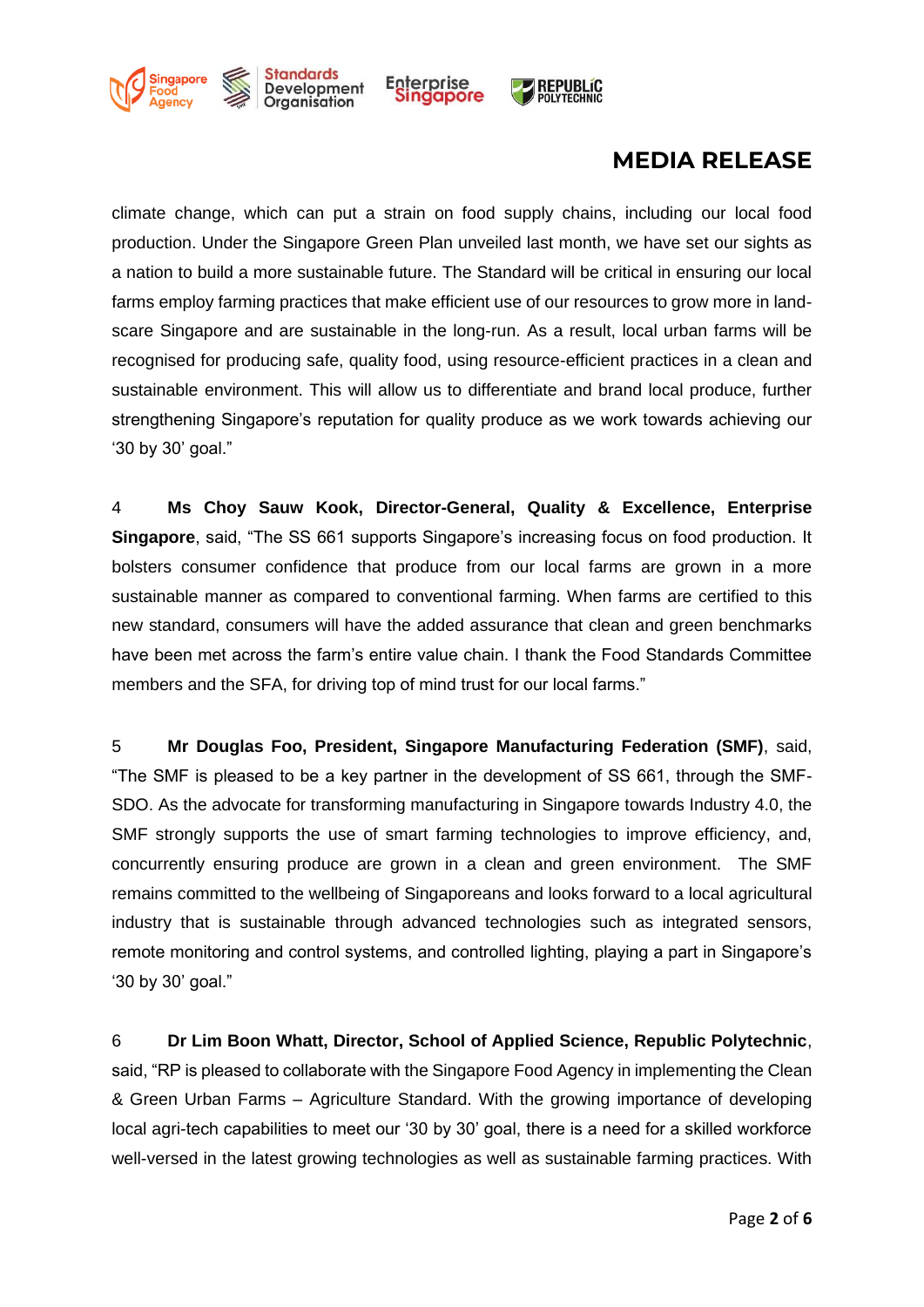climate change, which can put a strain on food supply chains, including our local food production. Under the Singapore Green Plan unveiled last month, we have set our sights as a nation to build a more sustainable future. The Standard will be critical in ensuring our local farms employ farming practices that make efficient use of our resources to grow more in land-scare Singapore and are sustainable in the long-run. As a result, local urban farms will be recognised for producing safe, quality food, using resource-efficient practices in a clean and sustainable environment. This will allow us to differentiate and brand local produce, further strengthening Singapore's reputation for quality produce as we work towards achieving our '30 by 30' goal."

4 **Ms Choy Sauw Kook, Director-General, Quality & Excellence, Enterprise Singapore**, said, "The SS 661 supports Singapore's increasing focus on food production. It bolsters consumer confidence that produce from our local farms are grown in a more sustainable manner as compared to conventional farming. When farms are certified to this new standard, consumers will have the added assurance that clean and green benchmarks have been met across the farm's entire value chain. I thank the Food Standards Committee members and the SFA, for driving top of mind trust for our local farms."

5 **Mr Douglas Foo, President, Singapore Manufacturing Federation (SMF)**, said, "The SMF is pleased to be a key partner in the development of SS 661, through the SMF-SDO. As the advocate for transforming manufacturing in Singapore towards Industry 4.0, the SMF strongly supports the use of smart farming technologies to improve efficiency, and, concurrently ensuring produce are grown in a clean and green environment. The SMF remains committed to the wellbeing of Singaporeans and looks forward to a local agricultural industry that is sustainable through advanced technologies such as integrated sensors, remote monitoring and control systems, and controlled lighting, playing a part in Singapore's '30 by 30' goal."

6 **Dr Lim Boon Whatt, Director, School of Applied Science, Republic Polytechnic**, said, "RP is pleased to collaborate with the Singapore Food Agency in implementing the Clean & Green Urban Farms – Agriculture Standard. With the growing importance of developing local agri-tech capabilities to meet our '30 by 30' goal, there is a need for a skilled workforce well-versed in the latest growing technologies as well as sustainable farming practices. With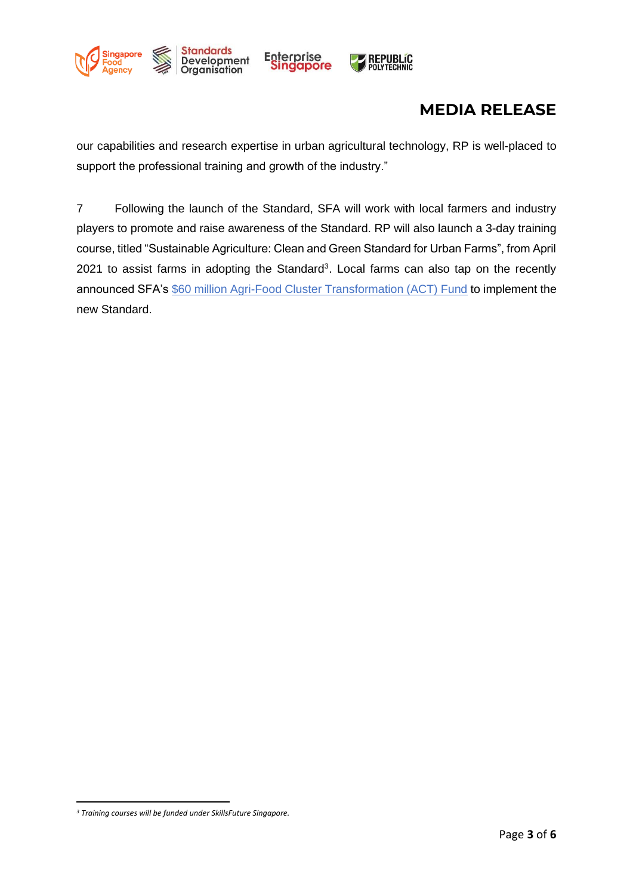our capabilities and research expertise in urban agricultural technology, RP is well-placed to support the professional training and growth of the industry."

7 Following the launch of the Standard, SFA will work with local farmers and industry players to promote and raise awareness of the Standard. RP will also launch a 3-day training course, titled "Sustainable Agriculture: Clean and Green Standard for Urban Farms", from April 2021 to assist farms in adopting the Standard[3]. Local farms can also tap on the recently announced SFA's $60 million Agri-Food Cluster Transformation (ACT) Fund to implement the new Standard.

---

[3] *Training courses will be funded under SkillsFuture Singapore.*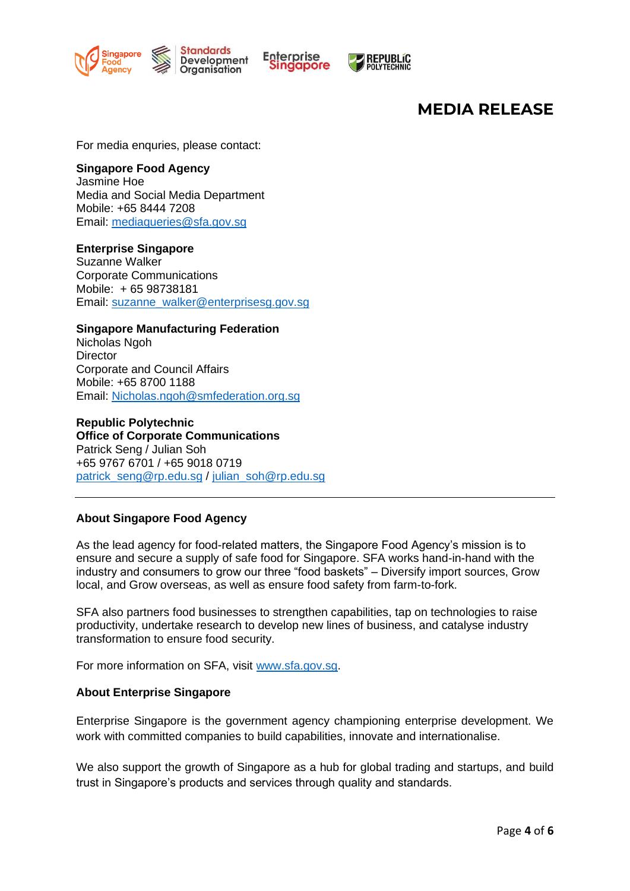# MEDIA RELEASE

For media enquries, please contact:

**Singapore Food Agency**
Jasmine Hoe
Media and Social Media Department
Mobile: +65 8444 7208
Email: mediaqueries@sfa.gov.sg

**Enterprise Singapore**
Suzanne Walker
Corporate Communications
Mobile: + 65 98738181
Email: suzanne_walker@enterprisesg.gov.sg

**Singapore Manufacturing Federation**
Nicholas Ngoh
Director
Corporate and Council Affairs
Mobile: +65 8700 1188
Email: Nicholas.ngoh@smfederation.org.sg

**Republic Polytechnic**
**Office of Corporate Communications**
Patrick Seng / Julian Soh
+65 9767 6701 / +65 9018 0719
patrick_seng@rp.edu.sg / julian_soh@rp.edu.sg

---

**About Singapore Food Agency**

As the lead agency for food-related matters, the Singapore Food Agency's mission is to ensure and secure a supply of safe food for Singapore. SFA works hand-in-hand with the industry and consumers to grow our three "food baskets" – Diversify import sources, Grow local, and Grow overseas, as well as ensure food safety from farm-to-fork.

SFA also partners food businesses to strengthen capabilities, tap on technologies to raise productivity, undertake research to develop new lines of business, and catalyse industry transformation to ensure food security.

For more information on SFA, visit www.sfa.gov.sg.

**About Enterprise Singapore**

Enterprise Singapore is the government agency championing enterprise development. We work with committed companies to build capabilities, innovate and internationalise.

We also support the growth of Singapore as a hub for global trading and startups, and build trust in Singapore's products and services through quality and standards.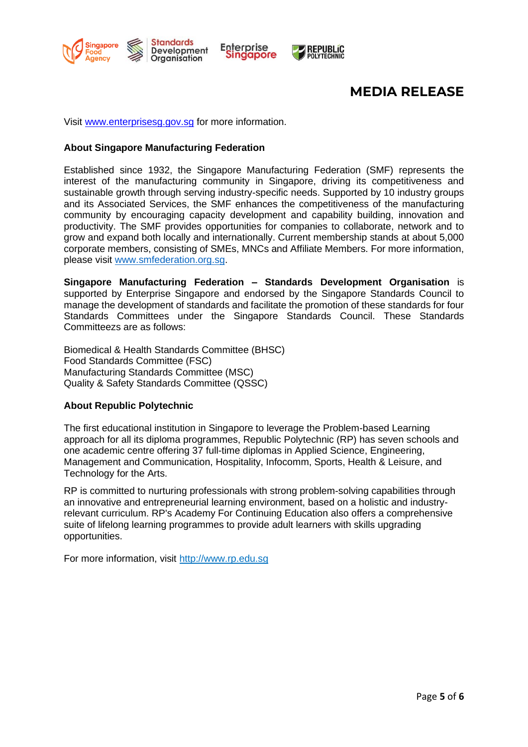Visit [www.enterprisesg.gov.sg](http://www.enterprisesg.gov.sg) for more information.

**About Singapore Manufacturing Federation**

Established since 1932, the Singapore Manufacturing Federation (SMF) represents the interest of the manufacturing community in Singapore, driving its competitiveness and sustainable growth through serving industry-specific needs. Supported by 10 industry groups and its Associated Services, the SMF enhances the competitiveness of the manufacturing community by encouraging capacity development and capability building, innovation and productivity. The SMF provides opportunities for companies to collaborate, network and to grow and expand both locally and internationally. Current membership stands at about 5,000 corporate members, consisting of SMEs, MNCs and Affiliate Members. For more information, please visit [www.smfederation.org.sg](http://www.smfederation.org.sg).

**Singapore Manufacturing Federation – Standards Development Organisation** is supported by Enterprise Singapore and endorsed by the Singapore Standards Council to manage the development of standards and facilitate the promotion of these standards for four Standards Committees under the Singapore Standards Council. These Standards Committeezs are as follows:

Biomedical & Health Standards Committee (BHSC)
Food Standards Committee (FSC)
Manufacturing Standards Committee (MSC)
Quality & Safety Standards Committee (QSSC)

**About Republic Polytechnic**

The first educational institution in Singapore to leverage the Problem-based Learning approach for all its diploma programmes, Republic Polytechnic (RP) has seven schools and one academic centre offering 37 full-time diplomas in Applied Science, Engineering, Management and Communication, Hospitality, Infocomm, Sports, Health & Leisure, and Technology for the Arts.

RP is committed to nurturing professionals with strong problem-solving capabilities through an innovative and entrepreneurial learning environment, based on a holistic and industry-relevant curriculum. RP's Academy For Continuing Education also offers a comprehensive suite of lifelong learning programmes to provide adult learners with skills upgrading opportunities.

For more information, visit [http://www.rp.edu.sg](http://www.rp.edu.sg)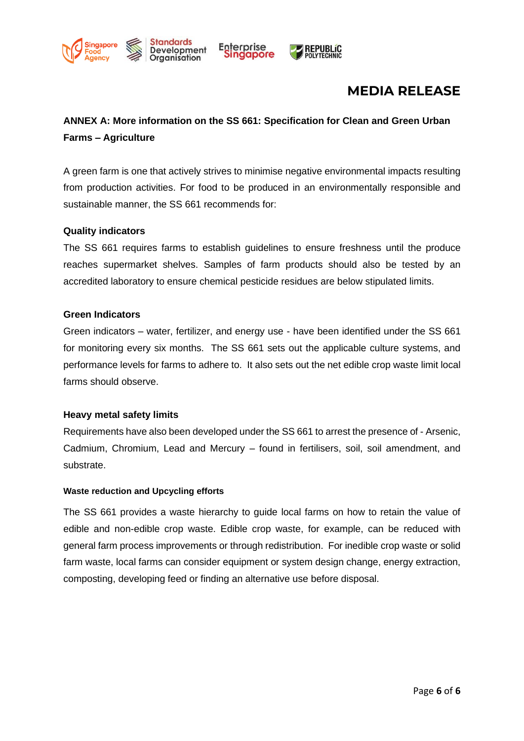# MEDIA RELEASE

## ANNEX A: More information on the SS 661: Specification for Clean and Green Urban Farms – Agriculture

A green farm is one that actively strives to minimise negative environmental impacts resulting from production activities. For food to be produced in an environmentally responsible and sustainable manner, the SS 661 recommends for:

### Quality indicators

The SS 661 requires farms to establish guidelines to ensure freshness until the produce reaches supermarket shelves. Samples of farm products should also be tested by an accredited laboratory to ensure chemical pesticide residues are below stipulated limits.

### Green Indicators

Green indicators – water, fertilizer, and energy use - have been identified under the SS 661 for monitoring every six months. The SS 661 sets out the applicable culture systems, and performance levels for farms to adhere to. It also sets out the net edible crop waste limit local farms should observe.

### Heavy metal safety limits

Requirements have also been developed under the SS 661 to arrest the presence of - Arsenic, Cadmium, Chromium, Lead and Mercury – found in fertilisers, soil, soil amendment, and substrate.

#### Waste reduction and Upcycling efforts

The SS 661 provides a waste hierarchy to guide local farms on how to retain the value of edible and non-edible crop waste. Edible crop waste, for example, can be reduced with general farm process improvements or through redistribution. For inedible crop waste or solid farm waste, local farms can consider equipment or system design change, energy extraction, composting, developing feed or finding an alternative use before disposal.